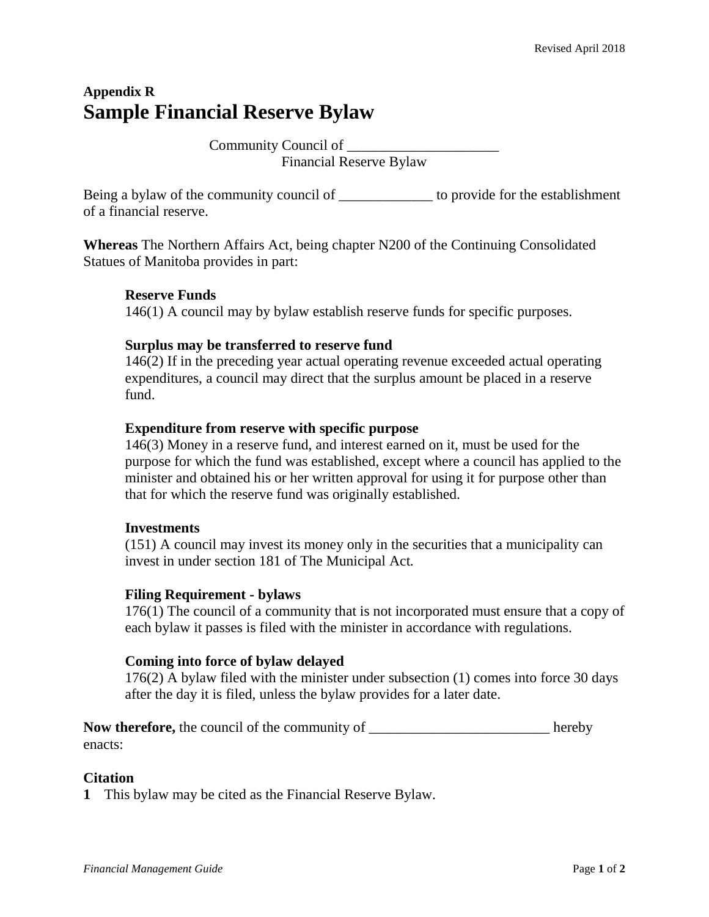**Appendix R**

# Sample Financial Reserve Bylaw

Community Council of _____________________
Financial Reserve Bylaw

Being a bylaw of the community council of _____________ to provide for the establishment of a financial reserve.

**Whereas** The Northern Affairs Act, being chapter N200 of the Continuing Consolidated Statues of Manitoba provides in part:

> **Reserve Funds**
> 146(1) A council may by bylaw establish reserve funds for specific purposes.
>
> **Surplus may be transferred to reserve fund**
> 146(2) If in the preceding year actual operating revenue exceeded actual operating expenditures, a council may direct that the surplus amount be placed in a reserve fund.
>
> **Expenditure from reserve with specific purpose**
> 146(3) Money in a reserve fund, and interest earned on it, must be used for the purpose for which the fund was established, except where a council has applied to the minister and obtained his or her written approval for using it for purpose other than that for which the reserve fund was originally established.
>
> **Investments**
> (151) A council may invest its money only in the securities that a municipality can invest in under section 181 of The Municipal Act.
>
> **Filing Requirement - bylaws**
> 176(1) The council of a community that is not incorporated must ensure that a copy of each bylaw it passes is filed with the minister in accordance with regulations.
>
> **Coming into force of bylaw delayed**
> 176(2) A bylaw filed with the minister under subsection (1) comes into force 30 days after the day it is filed, unless the bylaw provides for a later date.

**Now therefore,** the council of the community of _________________________ hereby enacts:

**Citation**

**1** This bylaw may be cited as the Financial Reserve Bylaw.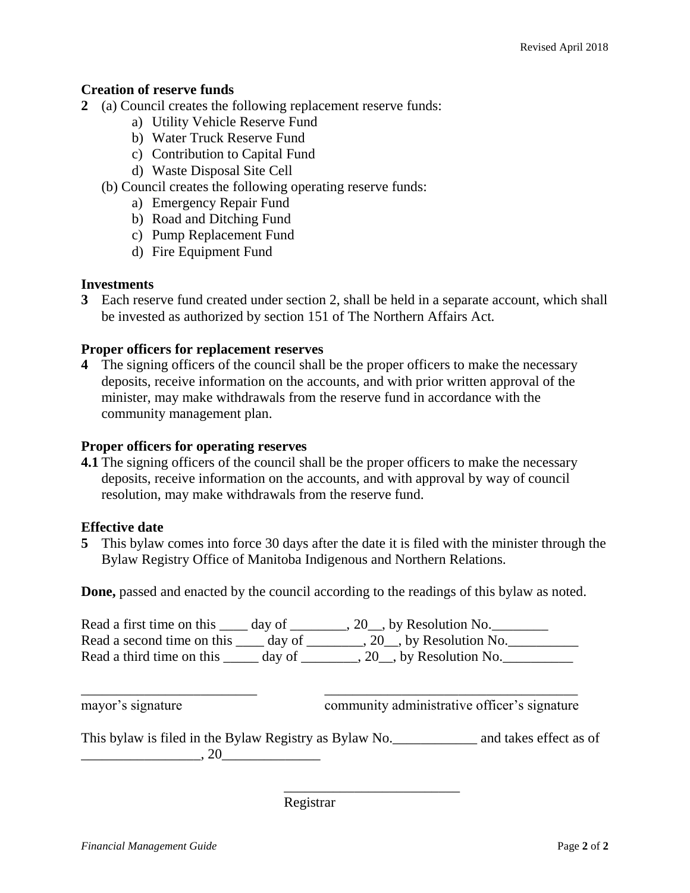**Creation of reserve funds**

**2** (a) Council creates the following replacement reserve funds:

  a) Utility Vehicle Reserve Fund
  b) Water Truck Reserve Fund
  c) Contribution to Capital Fund
  d) Waste Disposal Site Cell

(b) Council creates the following operating reserve funds:

  a) Emergency Repair Fund
  b) Road and Ditching Fund
  c) Pump Replacement Fund
  d) Fire Equipment Fund

**Investments**

**3** Each reserve fund created under section 2, shall be held in a separate account, which shall be invested as authorized by section 151 of The Northern Affairs Act.

**Proper officers for replacement reserves**

**4** The signing officers of the council shall be the proper officers to make the necessary deposits, receive information on the accounts, and with prior written approval of the minister, may make withdrawals from the reserve fund in accordance with the community management plan.

**Proper officers for operating reserves**

**4.1** The signing officers of the council shall be the proper officers to make the necessary deposits, receive information on the accounts, and with approval by way of council resolution, may make withdrawals from the reserve fund.

**Effective date**

**5** This bylaw comes into force 30 days after the date it is filed with the minister through the Bylaw Registry Office of Manitoba Indigenous and Northern Relations.

**Done,** passed and enacted by the council according to the readings of this bylaw as noted.

Read a first time on this ____ day of ________, 20__, by Resolution No.________
Read a second time on this ____ day of ________, 20__, by Resolution No.__________
Read a third time on this _____ day of ________, 20__, by Resolution No.__________

_________________________ mayor's signature

____________________________________ community administrative officer's signature

This bylaw is filed in the Bylaw Registry as Bylaw No.____________ and takes effect as of _________________, 20______________

_________________________
Registrar